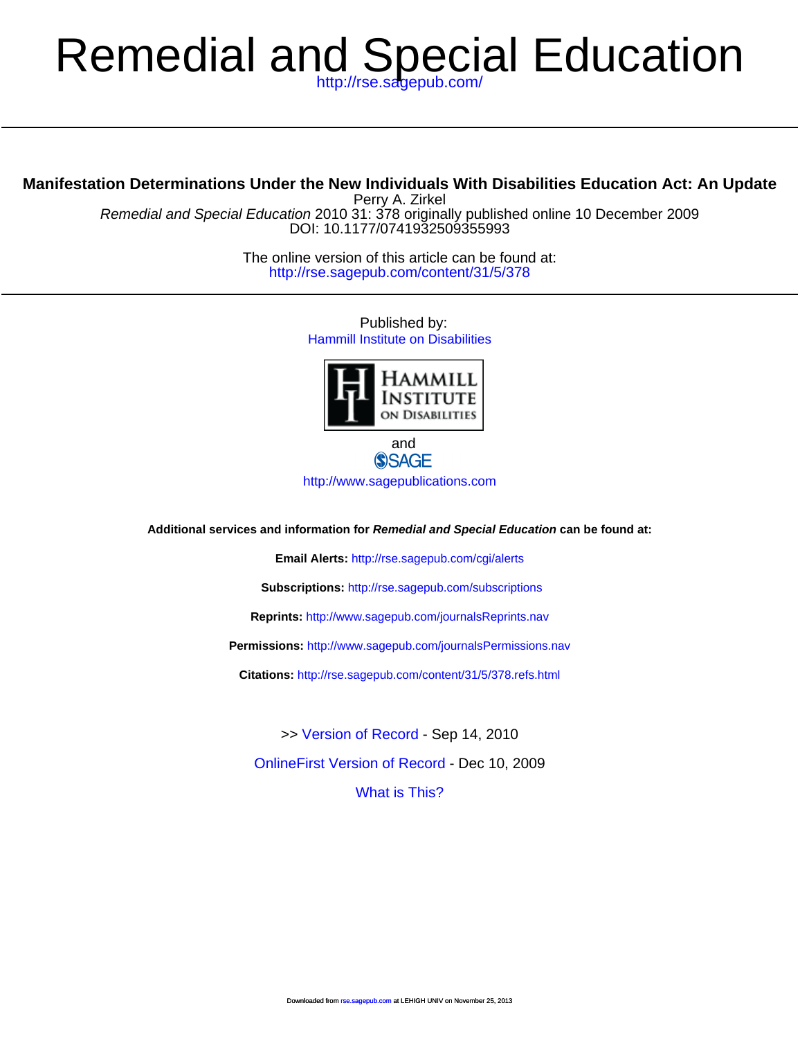# Remedial and Special Education

http://rse.sagepub.com/

**Manifestation Determinations Under the New Individuals With Disabilities Education Act: An Update**

Perry A. Zirkel

*Remedial and Special Education* 2010 31: 378 originally published online 10 December 2009

DOI: 10.1177/0741932509355993

The online version of this article can be found at:

http://rse.sagepub.com/content/31/5/378

Published by:

Hammill Institute on Disabilities

and

SAGE

http://www.sagepublications.com

**Additional services and information for *Remedial and Special Education* can be found at:**

**Email Alerts:** http://rse.sagepub.com/cgi/alerts

**Subscriptions:** http://rse.sagepub.com/subscriptions

**Reprints:** http://www.sagepub.com/journalsReprints.nav

**Permissions:** http://www.sagepub.com/journalsPermissions.nav

**Citations:** http://rse.sagepub.com/content/31/5/378.refs.html

>> Version of Record - Sep 14, 2010

OnlineFirst Version of Record - Dec 10, 2009

What is This?

Downloaded from rse.sagepub.com at LEHIGH UNIV on November 25, 2013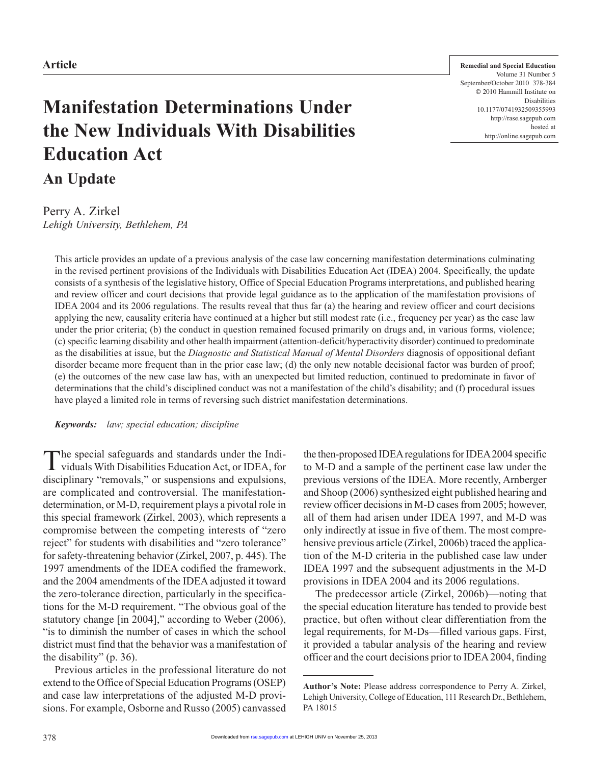Article

# Manifestation Determinations Under the New Individuals With Disabilities Education Act

## An Update

Perry A. Zirkel
*Lehigh University, Bethlehem, PA*

This article provides an update of a previous analysis of the case law concerning manifestation determinations culminating in the revised pertinent provisions of the Individuals with Disabilities Education Act (IDEA) 2004. Specifically, the update consists of a synthesis of the legislative history, Office of Special Education Programs interpretations, and published hearing and review officer and court decisions that provide legal guidance as to the application of the manifestation provisions of IDEA 2004 and its 2006 regulations. The results reveal that thus far (a) the hearing and review officer and court decisions applying the new, causality criteria have continued at a higher but still modest rate (i.e., frequency per year) as the case law under the prior criteria; (b) the conduct in question remained focused primarily on drugs and, in various forms, violence; (c) specific learning disability and other health impairment (attention-deficit/hyperactivity disorder) continued to predominate as the disabilities at issue, but the *Diagnostic and Statistical Manual of Mental Disorders* diagnosis of oppositional defiant disorder became more frequent than in the prior case law; (d) the only new notable decisional factor was burden of proof; (e) the outcomes of the new case law has, with an unexpected but limited reduction, continued to predominate in favor of determinations that the child's disciplined conduct was not a manifestation of the child's disability; and (f) procedural issues have played a limited role in terms of reversing such district manifestation determinations.

***Keywords:*** *law; special education; discipline*

The special safeguards and standards under the Individuals With Disabilities Education Act, or IDEA, for disciplinary "removals," or suspensions and expulsions, are complicated and controversial. The manifestation-determination, or M-D, requirement plays a pivotal role in this special framework (Zirkel, 2003), which represents a compromise between the competing interests of "zero reject" for students with disabilities and "zero tolerance" for safety-threatening behavior (Zirkel, 2007, p. 445). The 1997 amendments of the IDEA codified the framework, and the 2004 amendments of the IDEA adjusted it toward the zero-tolerance direction, particularly in the specifications for the M-D requirement. "The obvious goal of the statutory change [in 2004]," according to Weber (2006), "is to diminish the number of cases in which the school district must find that the behavior was a manifestation of the disability" (p. 36).

Previous articles in the professional literature do not extend to the Office of Special Education Programs (OSEP) and case law interpretations of the adjusted M-D provisions. For example, Osborne and Russo (2005) canvassed the then-proposed IDEA regulations for IDEA 2004 specific to M-D and a sample of the pertinent case law under the previous versions of the IDEA. More recently, Arnberger and Shoop (2006) synthesized eight published hearing and review officer decisions in M-D cases from 2005; however, all of them had arisen under IDEA 1997, and M-D was only indirectly at issue in five of them. The most comprehensive previous article (Zirkel, 2006b) traced the application of the M-D criteria in the published case law under IDEA 1997 and the subsequent adjustments in the M-D provisions in IDEA 2004 and its 2006 regulations.

The predecessor article (Zirkel, 2006b)—noting that the special education literature has tended to provide best practice, but often without clear differentiation from the legal requirements, for M-Ds—filled various gaps. First, it provided a tabular analysis of the hearing and review officer and the court decisions prior to IDEA 2004, finding

---

**Author's Note:** Please address correspondence to Perry A. Zirkel, Lehigh University, College of Education, 111 Research Dr., Bethlehem, PA 18015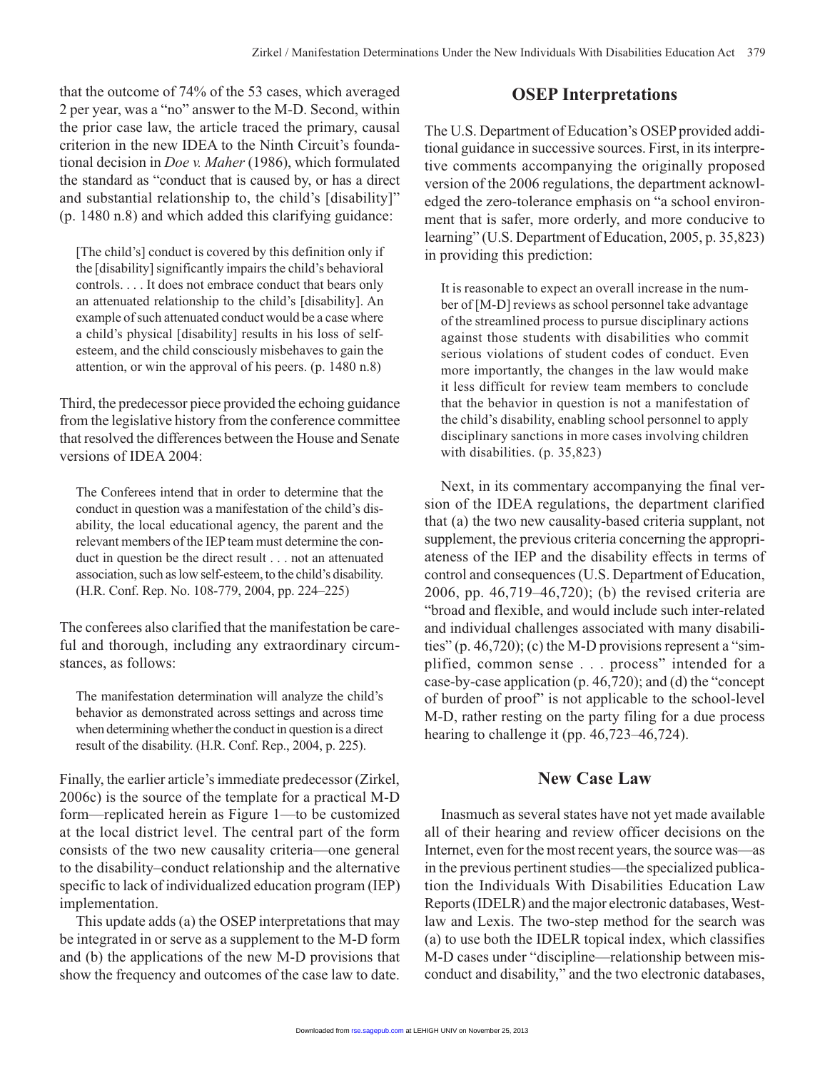that the outcome of 74% of the 53 cases, which averaged 2 per year, was a "no" answer to the M-D. Second, within the prior case law, the article traced the primary, causal criterion in the new IDEA to the Ninth Circuit's foundational decision in *Doe v. Maher* (1986), which formulated the standard as "conduct that is caused by, or has a direct and substantial relationship to, the child's [disability]" (p. 1480 n.8) and which added this clarifying guidance:

> [The child's] conduct is covered by this definition only if the [disability] significantly impairs the child's behavioral controls. . . . It does not embrace conduct that bears only an attenuated relationship to the child's [disability]. An example of such attenuated conduct would be a case where a child's physical [disability] results in his loss of self-esteem, and the child consciously misbehaves to gain the attention, or win the approval of his peers. (p. 1480 n.8)

Third, the predecessor piece provided the echoing guidance from the legislative history from the conference committee that resolved the differences between the House and Senate versions of IDEA 2004:

> The Conferees intend that in order to determine that the conduct in question was a manifestation of the child's disability, the local educational agency, the parent and the relevant members of the IEP team must determine the conduct in question be the direct result . . . not an attenuated association, such as low self-esteem, to the child's disability. (H.R. Conf. Rep. No. 108-779, 2004, pp. 224–225)

The conferees also clarified that the manifestation be careful and thorough, including any extraordinary circumstances, as follows:

> The manifestation determination will analyze the child's behavior as demonstrated across settings and across time when determining whether the conduct in question is a direct result of the disability. (H.R. Conf. Rep., 2004, p. 225).

Finally, the earlier article's immediate predecessor (Zirkel, 2006c) is the source of the template for a practical M-D form—replicated herein as Figure 1—to be customized at the local district level. The central part of the form consists of the two new causality criteria—one general to the disability–conduct relationship and the alternative specific to lack of individualized education program (IEP) implementation.

This update adds (a) the OSEP interpretations that may be integrated in or serve as a supplement to the M-D form and (b) the applications of the new M-D provisions that show the frequency and outcomes of the case law to date.

## OSEP Interpretations

The U.S. Department of Education's OSEP provided additional guidance in successive sources. First, in its interpretive comments accompanying the originally proposed version of the 2006 regulations, the department acknowledged the zero-tolerance emphasis on "a school environment that is safer, more orderly, and more conducive to learning" (U.S. Department of Education, 2005, p. 35,823) in providing this prediction:

> It is reasonable to expect an overall increase in the number of [M-D] reviews as school personnel take advantage of the streamlined process to pursue disciplinary actions against those students with disabilities who commit serious violations of student codes of conduct. Even more importantly, the changes in the law would make it less difficult for review team members to conclude that the behavior in question is not a manifestation of the child's disability, enabling school personnel to apply disciplinary sanctions in more cases involving children with disabilities. (p. 35,823)

Next, in its commentary accompanying the final version of the IDEA regulations, the department clarified that (a) the two new causality-based criteria supplant, not supplement, the previous criteria concerning the appropriateness of the IEP and the disability effects in terms of control and consequences (U.S. Department of Education, 2006, pp. 46,719–46,720); (b) the revised criteria are "broad and flexible, and would include such inter-related and individual challenges associated with many disabilities" (p. 46,720); (c) the M-D provisions represent a "simplified, common sense . . . process" intended for a case-by-case application (p. 46,720); and (d) the "concept of burden of proof" is not applicable to the school-level M-D, rather resting on the party filing for a due process hearing to challenge it (pp. 46,723–46,724).

## New Case Law

Inasmuch as several states have not yet made available all of their hearing and review officer decisions on the Internet, even for the most recent years, the source was—as in the previous pertinent studies—the specialized publication the Individuals With Disabilities Education Law Reports (IDELR) and the major electronic databases, Westlaw and Lexis. The two-step method for the search was (a) to use both the IDELR topical index, which classifies M-D cases under "discipline—relationship between misconduct and disability," and the two electronic databases,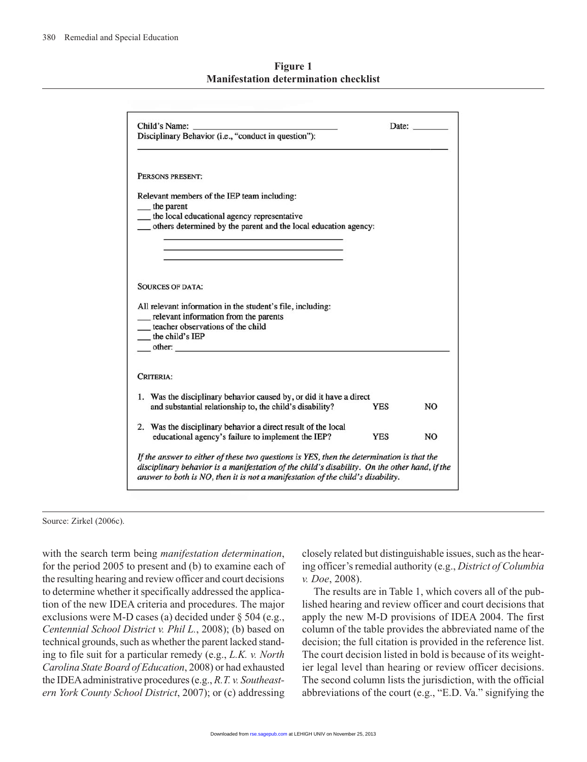**Figure 1**
**Manifestation determination checklist**

Child's Name: ______________________________ Date: ________

Disciplinary Behavior (i.e., "conduct in question"):

______________________________________________________________

PERSONS PRESENT:

Relevant members of the IEP team including:

___ the parent
___ the local educational agency representative
___ others determined by the parent and the local education agency:

______________________________
______________________________
______________________________

SOURCES OF DATA:

All relevant information in the student's file, including:

___ relevant information from the parents
___ teacher observations of the child
___ the child's IEP
___ other: ______________________________________________

CRITERIA:

1. Was the disciplinary behavior caused by, or did it have a direct and substantial relationship to, the child's disability? **YES** **NO**

2. Was the disciplinary behavior a direct result of the local educational agency's failure to implement the IEP? **YES** **NO**

*If the answer to either of these two questions is YES, then the determination is that the disciplinary behavior is a manifestation of the child's disability. On the other hand, if the answer to both is NO, then it is not a manifestation of the child's disability.*

Source: Zirkel (2006c).

with the search term being *manifestation determination*, for the period 2005 to present and (b) to examine each of the resulting hearing and review officer and court decisions to determine whether it specifically addressed the application of the new IDEA criteria and procedures. The major exclusions were M-D cases (a) decided under § 504 (e.g., *Centennial School District v. Phil L.*, 2008); (b) based on technical grounds, such as whether the parent lacked standing to file suit for a particular remedy (e.g., *L.K. v. North Carolina State Board of Education*, 2008) or had exhausted the IDEA administrative procedures (e.g., *R.T. v. Southeastern York County School District*, 2007); or (c) addressing closely related but distinguishable issues, such as the hearing officer's remedial authority (e.g., *District of Columbia v. Doe*, 2008).

The results are in Table 1, which covers all of the published hearing and review officer and court decisions that apply the new M-D provisions of IDEA 2004. The first column of the table provides the abbreviated name of the decision; the full citation is provided in the reference list. The court decision listed in bold is because of its weightier legal level than hearing or review officer decisions. The second column lists the jurisdiction, with the official abbreviations of the court (e.g., "E.D. Va." signifying the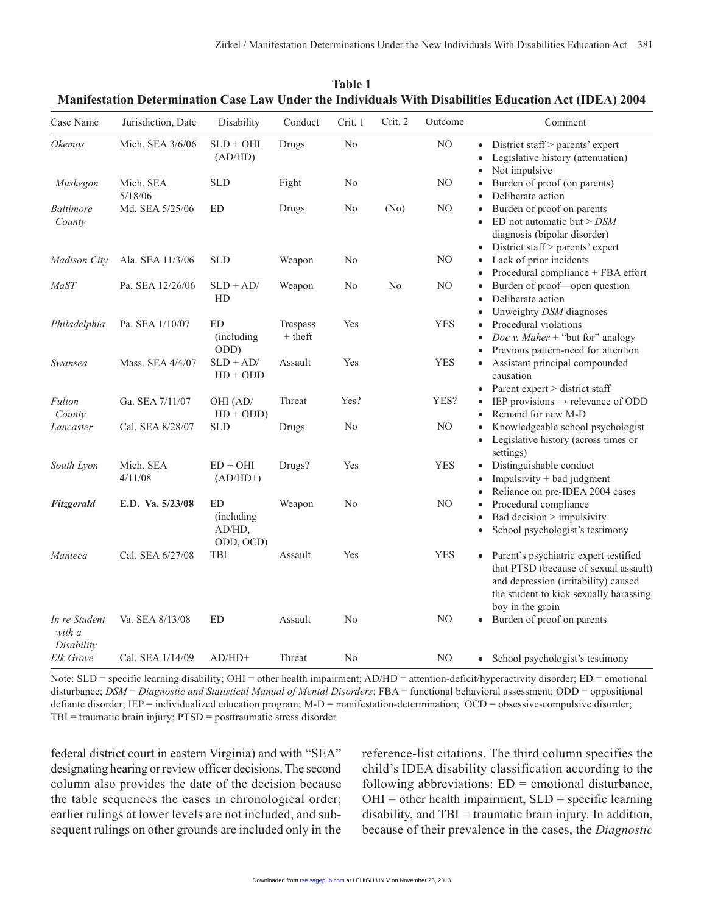**Table 1**
**Manifestation Determination Case Law Under the Individuals With Disabilities Education Act (IDEA) 2004**

| Case Name | Jurisdiction, Date | Disability | Conduct | Crit. 1 | Crit. 2 | Outcome | Comment |
|---|---|---|---|---|---|---|---|
| *Okemos* | Mich. SEA 3/6/06 | SLD + OHI (AD/HD) | Drugs | No | | NO | • District staff > parents' expert<br>• Legislative history (attenuation)<br>• Not impulsive |
| *Muskegon* | Mich. SEA 5/18/06 | SLD | Fight | No | | NO | • Burden of proof (on parents)<br>• Deliberate action |
| *Baltimore County* | Md. SEA 5/25/06 | ED | Drugs | No | (No) | NO | • Burden of proof on parents<br>• ED not automatic but > *DSM* diagnosis (bipolar disorder)<br>• District staff > parents' expert |
| *Madison City* | Ala. SEA 11/3/06 | SLD | Weapon | No | | NO | • Lack of prior incidents<br>• Procedural compliance + FBA effort |
| *MaST* | Pa. SEA 12/26/06 | SLD + AD/HD | Weapon | No | No | NO | • Burden of proof—open question<br>• Deliberate action<br>• Unweighty *DSM* diagnoses |
| *Philadelphia* | Pa. SEA 1/10/07 | ED (including ODD) | Trespass + theft | Yes | | YES | • Procedural violations<br>• *Doe v. Maher* + "but for" analogy<br>• Previous pattern-need for attention |
| *Swansea* | Mass. SEA 4/4/07 | SLD + AD/HD + ODD | Assault | Yes | | YES | • Assistant principal compounded causation<br>• Parent expert > district staff |
| *Fulton County* | Ga. SEA 7/11/07 | OHI (AD/HD + ODD) | Threat | Yes? | | YES? | • IEP provisions → relevance of ODD<br>• Remand for new M-D |
| *Lancaster* | Cal. SEA 8/28/07 | SLD | Drugs | No | | NO | • Knowledgeable school psychologist<br>• Legislative history (across times or settings) |
| *South Lyon* | Mich. SEA 4/11/08 | ED + OHI (AD/HD+) | Drugs? | Yes | | YES | • Distinguishable conduct<br>• Impulsivity + bad judgment<br>• Reliance on pre-IDEA 2004 cases |
| ***Fitzgerald*** | **E.D. Va. 5/23/08** | ED (including AD/HD, ODD, OCD) | Weapon | No | | NO | • Procedural compliance<br>• Bad decision > impulsivity<br>• School psychologist's testimony |
| *Manteca* | Cal. SEA 6/27/08 | TBI | Assault | Yes | | YES | • Parent's psychiatric expert testified that PTSD (because of sexual assault) and depression (irritability) caused the student to kick sexually harassing boy in the groin |
| *In re Student with a Disability* | Va. SEA 8/13/08 | ED | Assault | No | | NO | • Burden of proof on parents |
| *Elk Grove* | Cal. SEA 1/14/09 | AD/HD+ | Threat | No | | NO | • School psychologist's testimony |

Note: SLD = specific learning disability; OHI = other health impairment; AD/HD = attention-deficit/hyperactivity disorder; ED = emotional disturbance; *DSM* = *Diagnostic and Statistical Manual of Mental Disorders*; FBA = functional behavioral assessment; ODD = oppositional defiante disorder; IEP = individualized education program; M-D = manifestation-determination; OCD = obsessive-compulsive disorder; TBI = traumatic brain injury; PTSD = posttraumatic stress disorder.

federal district court in eastern Virginia) and with "SEA" designating hearing or review officer decisions. The second column also provides the date of the decision because the table sequences the cases in chronological order; earlier rulings at lower levels are not included, and subsequent rulings on other grounds are included only in the reference-list citations. The third column specifies the child's IDEA disability classification according to the following abbreviations: ED = emotional disturbance, OHI = other health impairment, SLD = specific learning disability, and TBI = traumatic brain injury. In addition, because of their prevalence in the cases, the *Diagnostic*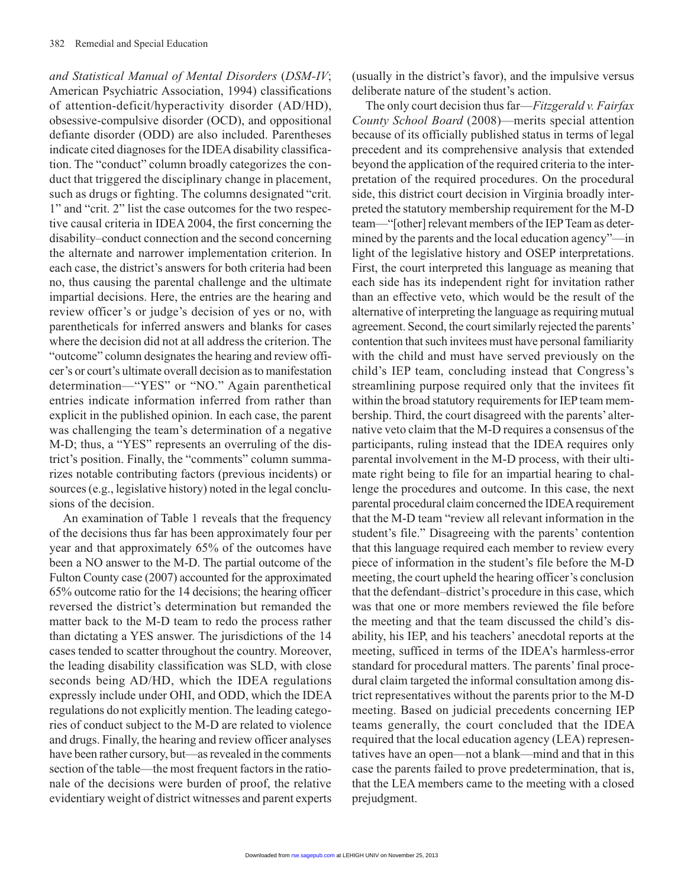*and Statistical Manual of Mental Disorders* (*DSM-IV*; American Psychiatric Association, 1994) classifications of attention-deficit/hyperactivity disorder (AD/HD), obsessive-compulsive disorder (OCD), and oppositional defiante disorder (ODD) are also included. Parentheses indicate cited diagnoses for the IDEA disability classification. The "conduct" column broadly categorizes the conduct that triggered the disciplinary change in placement, such as drugs or fighting. The columns designated "crit. 1" and "crit. 2" list the case outcomes for the two respective causal criteria in IDEA 2004, the first concerning the disability–conduct connection and the second concerning the alternate and narrower implementation criterion. In each case, the district's answers for both criteria had been no, thus causing the parental challenge and the ultimate impartial decisions. Here, the entries are the hearing and review officer's or judge's decision of yes or no, with parentheticals for inferred answers and blanks for cases where the decision did not at all address the criterion. The "outcome" column designates the hearing and review officer's or court's ultimate overall decision as to manifestation determination—"YES" or "NO." Again parenthetical entries indicate information inferred from rather than explicit in the published opinion. In each case, the parent was challenging the team's determination of a negative M-D; thus, a "YES" represents an overruling of the district's position. Finally, the "comments" column summarizes notable contributing factors (previous incidents) or sources (e.g., legislative history) noted in the legal conclusions of the decision.

An examination of Table 1 reveals that the frequency of the decisions thus far has been approximately four per year and that approximately 65% of the outcomes have been a NO answer to the M-D. The partial outcome of the Fulton County case (2007) accounted for the approximated 65% outcome ratio for the 14 decisions; the hearing officer reversed the district's determination but remanded the matter back to the M-D team to redo the process rather than dictating a YES answer. The jurisdictions of the 14 cases tended to scatter throughout the country. Moreover, the leading disability classification was SLD, with close seconds being AD/HD, which the IDEA regulations expressly include under OHI, and ODD, which the IDEA regulations do not explicitly mention. The leading categories of conduct subject to the M-D are related to violence and drugs. Finally, the hearing and review officer analyses have been rather cursory, but—as revealed in the comments section of the table—the most frequent factors in the rationale of the decisions were burden of proof, the relative evidentiary weight of district witnesses and parent experts (usually in the district's favor), and the impulsive versus deliberate nature of the student's action.

The only court decision thus far—*Fitzgerald v. Fairfax County School Board* (2008)—merits special attention because of its officially published status in terms of legal precedent and its comprehensive analysis that extended beyond the application of the required criteria to the interpretation of the required procedures. On the procedural side, this district court decision in Virginia broadly interpreted the statutory membership requirement for the M-D team—"[other] relevant members of the IEP Team as determined by the parents and the local education agency"—in light of the legislative history and OSEP interpretations. First, the court interpreted this language as meaning that each side has its independent right for invitation rather than an effective veto, which would be the result of the alternative of interpreting the language as requiring mutual agreement. Second, the court similarly rejected the parents' contention that such invitees must have personal familiarity with the child and must have served previously on the child's IEP team, concluding instead that Congress's streamlining purpose required only that the invitees fit within the broad statutory requirements for IEP team membership. Third, the court disagreed with the parents' alternative veto claim that the M-D requires a consensus of the participants, ruling instead that the IDEA requires only parental involvement in the M-D process, with their ultimate right being to file for an impartial hearing to challenge the procedures and outcome. In this case, the next parental procedural claim concerned the IDEA requirement that the M-D team "review all relevant information in the student's file." Disagreeing with the parents' contention that this language required each member to review every piece of information in the student's file before the M-D meeting, the court upheld the hearing officer's conclusion that the defendant–district's procedure in this case, which was that one or more members reviewed the file before the meeting and that the team discussed the child's disability, his IEP, and his teachers' anecdotal reports at the meeting, sufficed in terms of the IDEA's harmless-error standard for procedural matters. The parents' final procedural claim targeted the informal consultation among district representatives without the parents prior to the M-D meeting. Based on judicial precedents concerning IEP teams generally, the court concluded that the IDEA required that the local education agency (LEA) representatives have an open—not a blank—mind and that in this case the parents failed to prove predetermination, that is, that the LEA members came to the meeting with a closed prejudgment.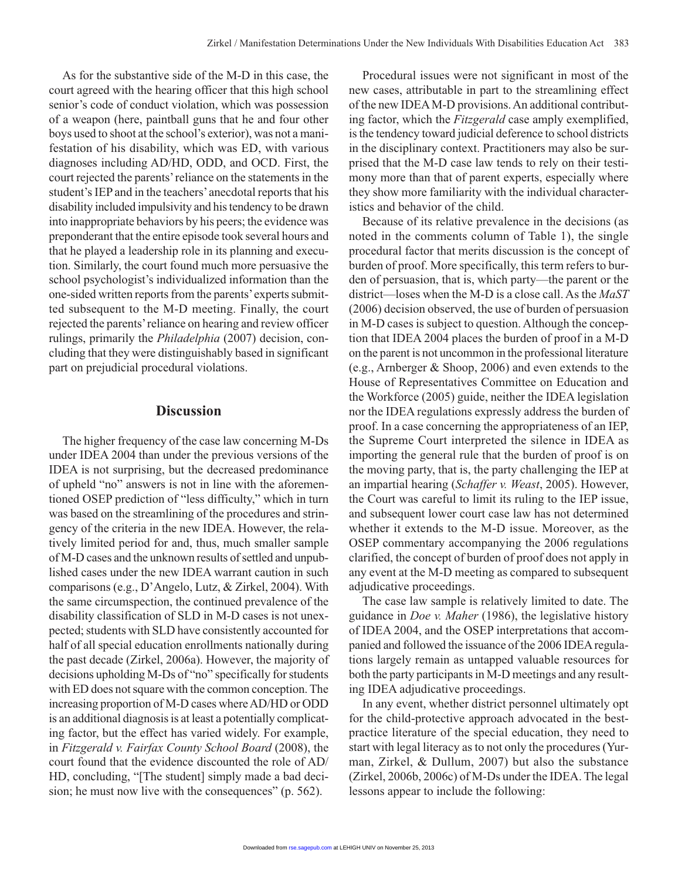As for the substantive side of the M-D in this case, the court agreed with the hearing officer that this high school senior's code of conduct violation, which was possession of a weapon (here, paintball guns that he and four other boys used to shoot at the school's exterior), was not a manifestation of his disability, which was ED, with various diagnoses including AD/HD, ODD, and OCD. First, the court rejected the parents' reliance on the statements in the student's IEP and in the teachers' anecdotal reports that his disability included impulsivity and his tendency to be drawn into inappropriate behaviors by his peers; the evidence was preponderant that the entire episode took several hours and that he played a leadership role in its planning and execution. Similarly, the court found much more persuasive the school psychologist's individualized information than the one-sided written reports from the parents' experts submitted subsequent to the M-D meeting. Finally, the court rejected the parents' reliance on hearing and review officer rulings, primarily the *Philadelphia* (2007) decision, concluding that they were distinguishably based in significant part on prejudicial procedural violations.

## Discussion

The higher frequency of the case law concerning M-Ds under IDEA 2004 than under the previous versions of the IDEA is not surprising, but the decreased predominance of upheld "no" answers is not in line with the aforementioned OSEP prediction of "less difficulty," which in turn was based on the streamlining of the procedures and stringency of the criteria in the new IDEA. However, the relatively limited period for and, thus, much smaller sample of M-D cases and the unknown results of settled and unpublished cases under the new IDEA warrant caution in such comparisons (e.g., D'Angelo, Lutz, & Zirkel, 2004). With the same circumspection, the continued prevalence of the disability classification of SLD in M-D cases is not unexpected; students with SLD have consistently accounted for half of all special education enrollments nationally during the past decade (Zirkel, 2006a). However, the majority of decisions upholding M-Ds of "no" specifically for students with ED does not square with the common conception. The increasing proportion of M-D cases where AD/HD or ODD is an additional diagnosis is at least a potentially complicating factor, but the effect has varied widely. For example, in *Fitzgerald v. Fairfax County School Board* (2008), the court found that the evidence discounted the role of AD/HD, concluding, "[The student] simply made a bad decision; he must now live with the consequences" (p. 562).

Procedural issues were not significant in most of the new cases, attributable in part to the streamlining effect of the new IDEA M-D provisions. An additional contributing factor, which the *Fitzgerald* case amply exemplified, is the tendency toward judicial deference to school districts in the disciplinary context. Practitioners may also be surprised that the M-D case law tends to rely on their testimony more than that of parent experts, especially where they show more familiarity with the individual characteristics and behavior of the child.

Because of its relative prevalence in the decisions (as noted in the comments column of Table 1), the single procedural factor that merits discussion is the concept of burden of proof. More specifically, this term refers to burden of persuasion, that is, which party—the parent or the district—loses when the M-D is a close call. As the *MaST* (2006) decision observed, the use of burden of persuasion in M-D cases is subject to question. Although the conception that IDEA 2004 places the burden of proof in a M-D on the parent is not uncommon in the professional literature (e.g., Arnberger & Shoop, 2006) and even extends to the House of Representatives Committee on Education and the Workforce (2005) guide, neither the IDEA legislation nor the IDEA regulations expressly address the burden of proof. In a case concerning the appropriateness of an IEP, the Supreme Court interpreted the silence in IDEA as importing the general rule that the burden of proof is on the moving party, that is, the party challenging the IEP at an impartial hearing (*Schaffer v. Weast*, 2005). However, the Court was careful to limit its ruling to the IEP issue, and subsequent lower court case law has not determined whether it extends to the M-D issue. Moreover, as the OSEP commentary accompanying the 2006 regulations clarified, the concept of burden of proof does not apply in any event at the M-D meeting as compared to subsequent adjudicative proceedings.

The case law sample is relatively limited to date. The guidance in *Doe v. Maher* (1986), the legislative history of IDEA 2004, and the OSEP interpretations that accompanied and followed the issuance of the 2006 IDEA regulations largely remain as untapped valuable resources for both the party participants in M-D meetings and any resulting IDEA adjudicative proceedings.

In any event, whether district personnel ultimately opt for the child-protective approach advocated in the best-practice literature of the special education, they need to start with legal literacy as to not only the procedures (Yurman, Zirkel, & Dullum, 2007) but also the substance (Zirkel, 2006b, 2006c) of M-Ds under the IDEA. The legal lessons appear to include the following: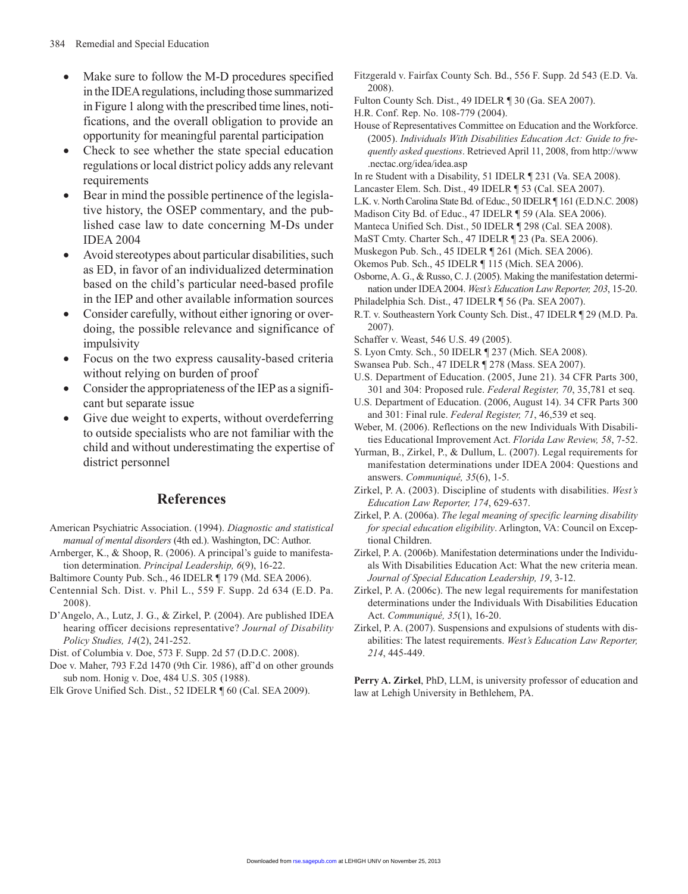- Make sure to follow the M-D procedures specified in the IDEA regulations, including those summarized in Figure 1 along with the prescribed time lines, notifications, and the overall obligation to provide an opportunity for meaningful parental participation
- Check to see whether the state special education regulations or local district policy adds any relevant requirements
- Bear in mind the possible pertinence of the legislative history, the OSEP commentary, and the published case law to date concerning M-Ds under IDEA 2004
- Avoid stereotypes about particular disabilities, such as ED, in favor of an individualized determination based on the child's particular need-based profile in the IEP and other available information sources
- Consider carefully, without either ignoring or overdoing, the possible relevance and significance of impulsivity
- Focus on the two express causality-based criteria without relying on burden of proof
- Consider the appropriateness of the IEP as a significant but separate issue
- Give due weight to experts, without overdeferring to outside specialists who are not familiar with the child and without underestimating the expertise of district personnel

## References

American Psychiatric Association. (1994). *Diagnostic and statistical manual of mental disorders* (4th ed.). Washington, DC: Author.

Arnberger, K., & Shoop, R. (2006). A principal's guide to manifestation determination. *Principal Leadership, 6*(9), 16-22.

Baltimore County Pub. Sch., 46 IDELR ¶ 179 (Md. SEA 2006).

Centennial Sch. Dist. v. Phil L., 559 F. Supp. 2d 634 (E.D. Pa. 2008).

D'Angelo, A., Lutz, J. G., & Zirkel, P. (2004). Are published IDEA hearing officer decisions representative? *Journal of Disability Policy Studies, 14*(2), 241-252.

Dist. of Columbia v. Doe, 573 F. Supp. 2d 57 (D.D.C. 2008).

Doe v. Maher, 793 F.2d 1470 (9th Cir. 1986), aff'd on other grounds sub nom. Honig v. Doe, 484 U.S. 305 (1988).

Elk Grove Unified Sch. Dist., 52 IDELR ¶ 60 (Cal. SEA 2009).

Fitzgerald v. Fairfax County Sch. Bd., 556 F. Supp. 2d 543 (E.D. Va. 2008).

Fulton County Sch. Dist., 49 IDELR ¶ 30 (Ga. SEA 2007).

H.R. Conf. Rep. No. 108-779 (2004).

House of Representatives Committee on Education and the Workforce. (2005). *Individuals With Disabilities Education Act: Guide to frequently asked questions*. Retrieved April 11, 2008, from http://www.nectac.org/idea/idea.asp

In re Student with a Disability, 51 IDELR ¶ 231 (Va. SEA 2008).

Lancaster Elem. Sch. Dist., 49 IDELR ¶ 53 (Cal. SEA 2007).

L.K. v. North Carolina State Bd. of Educ., 50 IDELR ¶ 161 (E.D.N.C. 2008)

Madison City Bd. of Educ., 47 IDELR ¶ 59 (Ala. SEA 2006).

Manteca Unified Sch. Dist., 50 IDELR ¶ 298 (Cal. SEA 2008).

MaST Cmty. Charter Sch., 47 IDELR ¶ 23 (Pa. SEA 2006).

Muskegon Pub. Sch., 45 IDELR ¶ 261 (Mich. SEA 2006).

Okemos Pub. Sch., 45 IDELR ¶ 115 (Mich. SEA 2006).

Osborne, A. G., & Russo, C. J. (2005). Making the manifestation determination under IDEA 2004. *West's Education Law Reporter, 203*, 15-20.

Philadelphia Sch. Dist., 47 IDELR ¶ 56 (Pa. SEA 2007).

R.T. v. Southeastern York County Sch. Dist., 47 IDELR ¶ 29 (M.D. Pa. 2007).

Schaffer v. Weast, 546 U.S. 49 (2005).

S. Lyon Cmty. Sch., 50 IDELR ¶ 237 (Mich. SEA 2008).

Swansea Pub. Sch., 47 IDELR ¶ 278 (Mass. SEA 2007).

U.S. Department of Education. (2005, June 21). 34 CFR Parts 300, 301 and 304: Proposed rule. *Federal Register, 70*, 35,781 et seq.

U.S. Department of Education. (2006, August 14). 34 CFR Parts 300 and 301: Final rule. *Federal Register, 71*, 46,539 et seq.

Weber, M. (2006). Reflections on the new Individuals With Disabilities Educational Improvement Act. *Florida Law Review, 58*, 7-52.

Yurman, B., Zirkel, P., & Dullum, L. (2007). Legal requirements for manifestation determinations under IDEA 2004: Questions and answers. *Communiqué, 35*(6), 1-5.

Zirkel, P. A. (2003). Discipline of students with disabilities. *West's Education Law Reporter, 174*, 629-637.

Zirkel, P. A. (2006a). *The legal meaning of specific learning disability for special education eligibility*. Arlington, VA: Council on Exceptional Children.

Zirkel, P. A. (2006b). Manifestation determinations under the Individuals With Disabilities Education Act: What the new criteria mean. *Journal of Special Education Leadership, 19*, 3-12.

Zirkel, P. A. (2006c). The new legal requirements for manifestation determinations under the Individuals With Disabilities Education Act. *Communiqué, 35*(1), 16-20.

Zirkel, P. A. (2007). Suspensions and expulsions of students with disabilities: The latest requirements. *West's Education Law Reporter, 214*, 445-449.

**Perry A. Zirkel**, PhD, LLM, is university professor of education and law at Lehigh University in Bethlehem, PA.